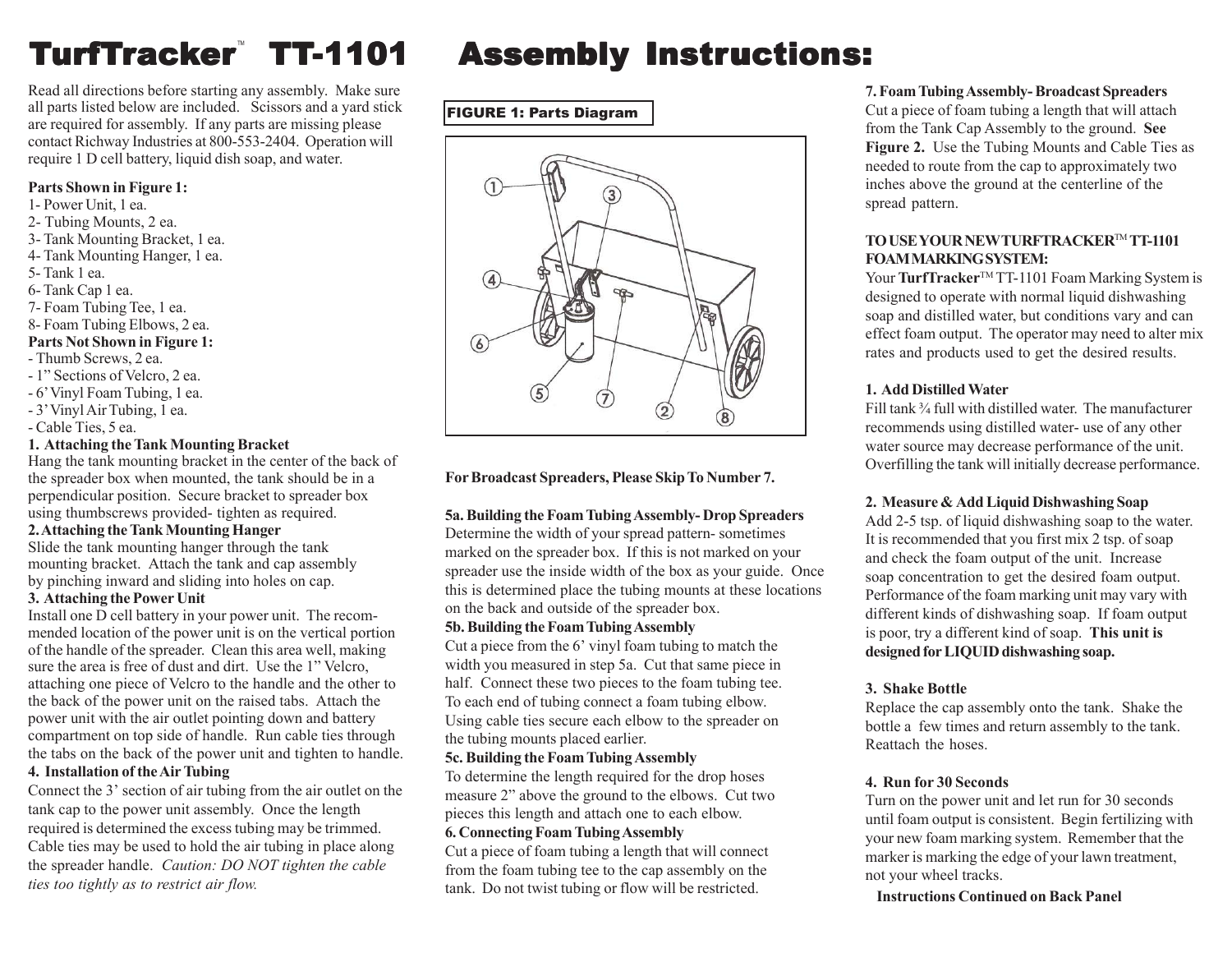# TurfTracker™ TT-1101 Assembly Instructions:

Read all directions before starting any assembly. Make sure all parts listed below are included. Scissors and a yard stick are required for assembly. If any parts are missing please contact Richway Industries at 800-553-2404. Operation will require 1 D cell battery, liquid dish soap, and water.

**Parts Shown in Figure 1:**

1- Power Unit, 1 ea.
2- Tubing Mounts, 2 ea.
3- Tank Mounting Bracket, 1 ea.
4- Tank Mounting Hanger, 1 ea.
5- Tank 1 ea.
6- Tank Cap 1 ea.
7- Foam Tubing Tee, 1 ea.
8- Foam Tubing Elbows, 2 ea.

**Parts Not Shown in Figure 1:**

- Thumb Screws, 2 ea.
- 1" Sections of Velcro, 2 ea.
- 6' Vinyl Foam Tubing, 1 ea.
- 3' Vinyl Air Tubing, 1 ea.
- Cable Ties, 5 ea.

**1. Attaching the Tank Mounting Bracket**

Hang the tank mounting bracket in the center of the back of the spreader box when mounted, the tank should be in a perpendicular position. Secure bracket to spreader box using thumbscrews provided- tighten as required.

**2. Attaching the Tank Mounting Hanger**

Slide the tank mounting hanger through the tank mounting bracket. Attach the tank and cap assembly by pinching inward and sliding into holes on cap.

**3. Attaching the Power Unit**

Install one D cell battery in your power unit. The recommended location of the power unit is on the vertical portion of the handle of the spreader. Clean this area well, making sure the area is free of dust and dirt. Use the 1" Velcro, attaching one piece of Velcro to the handle and the other to the back of the power unit on the raised tabs. Attach the power unit with the air outlet pointing down and battery compartment on top side of handle. Run cable ties through the tabs on the back of the power unit and tighten to handle.

**4. Installation of the Air Tubing**

Connect the 3' section of air tubing from the air outlet on the tank cap to the power unit assembly. Once the length required is determined the excess tubing may be trimmed. Cable ties may be used to hold the air tubing in place along the spreader handle. *Caution: DO NOT tighten the cable ties too tightly as to restrict air flow.*

FIGURE 1: Parts Diagram

**For Broadcast Spreaders, Please Skip To Number 7.**

**5a. Building the Foam Tubing Assembly- Drop Spreaders**

Determine the width of your spread pattern- sometimes marked on the spreader box. If this is not marked on your spreader use the inside width of the box as your guide. Once this is determined place the tubing mounts at these locations on the back and outside of the spreader box.

**5b. Building the Foam Tubing Assembly**

Cut a piece from the 6' vinyl foam tubing to match the width you measured in step 5a. Cut that same piece in half. Connect these two pieces to the foam tubing tee. To each end of tubing connect a foam tubing elbow. Using cable ties secure each elbow to the spreader on the tubing mounts placed earlier.

**5c. Building the Foam Tubing Assembly**

To determine the length required for the drop hoses measure 2" above the ground to the elbows. Cut two pieces this length and attach one to each elbow.

**6. Connecting Foam Tubing Assembly**

Cut a piece of foam tubing a length that will connect from the foam tubing tee to the cap assembly on the tank. Do not twist tubing or flow will be restricted.

**7. Foam Tubing Assembly- Broadcast Spreaders**

Cut a piece of foam tubing a length that will attach from the Tank Cap Assembly to the ground. **See Figure 2.** Use the Tubing Mounts and Cable Ties as needed to route from the cap to approximately two inches above the ground at the centerline of the spread pattern.

**TO USE YOUR NEW TURFTRACKER™ TT-1101 FOAM MARKING SYSTEM:**

Your **TurfTracker**™ TT-1101 Foam Marking System is designed to operate with normal liquid dishwashing soap and distilled water, but conditions vary and can effect foam output. The operator may need to alter mix rates and products used to get the desired results.

**1. Add Distilled Water**

Fill tank ¾ full with distilled water. The manufacturer recommends using distilled water- use of any other water source may decrease performance of the unit. Overfilling the tank will initially decrease performance.

**2. Measure & Add Liquid Dishwashing Soap**

Add 2-5 tsp. of liquid dishwashing soap to the water. It is recommended that you first mix 2 tsp. of soap and check the foam output of the unit. Increase soap concentration to get the desired foam output. Performance of the foam marking unit may vary with different kinds of dishwashing soap. If foam output is poor, try a different kind of soap. **This unit is designed for LIQUID dishwashing soap.**

**3. Shake Bottle**

Replace the cap assembly onto the tank. Shake the bottle a few times and return assembly to the tank. Reattach the hoses.

**4. Run for 30 Seconds**

Turn on the power unit and let run for 30 seconds until foam output is consistent. Begin fertilizing with your new foam marking system. Remember that the marker is marking the edge of your lawn treatment, not your wheel tracks.

**Instructions Continued on Back Panel**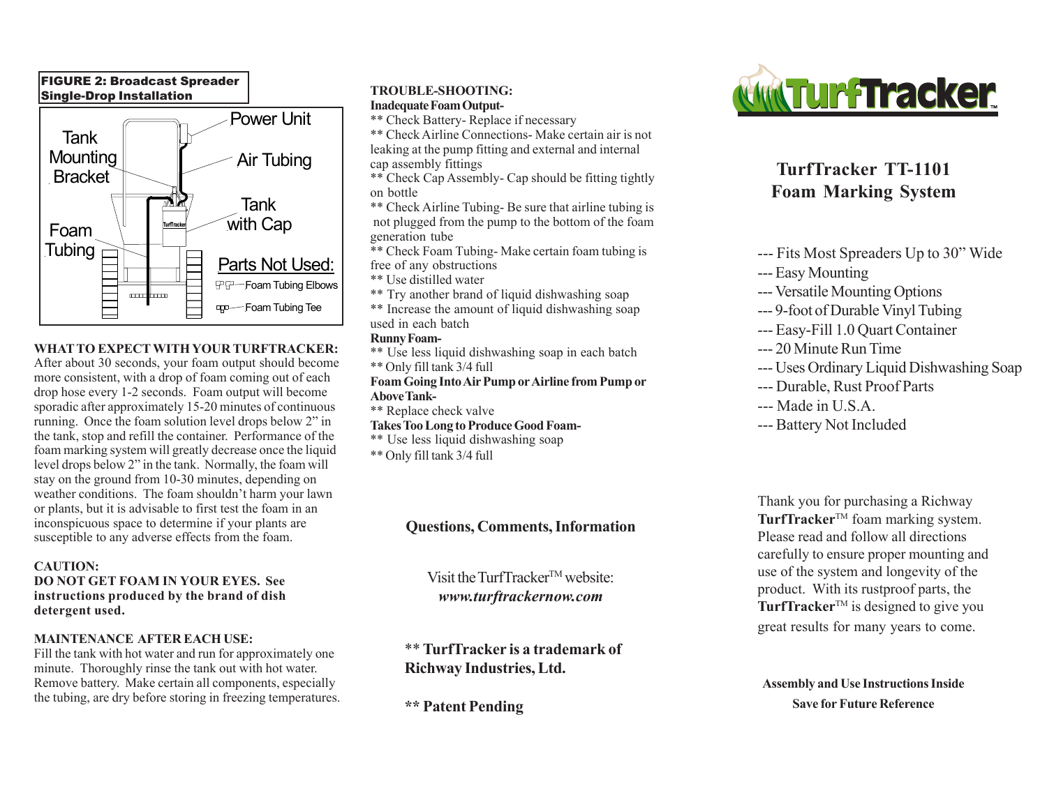**FIGURE 2: Broadcast Spreader Single-Drop Installation**

Tank Mounting Bracket

Power Unit

Air Tubing

Tank with Cap

Foam Tubing

Parts Not Used:

Foam Tubing Elbows

Foam Tubing Tee

**WHAT TO EXPECT WITH YOUR TURFTRACKER:**

After about 30 seconds, your foam output should become more consistent, with a drop of foam coming out of each drop hose every 1-2 seconds. Foam output will become sporadic after approximately 15-20 minutes of continuous running. Once the foam solution level drops below 2" in the tank, stop and refill the container. Performance of the foam marking system will greatly decrease once the liquid level drops below 2" in the tank. Normally, the foam will stay on the ground from 10-30 minutes, depending on weather conditions. The foam shouldn't harm your lawn or plants, but it is advisable to first test the foam in an inconspicuous space to determine if your plants are susceptible to any adverse effects from the foam.

**CAUTION:**

**DO NOT GET FOAM IN YOUR EYES. See instructions produced by the brand of dish detergent used.**

**MAINTENANCE AFTER EACH USE:**

Fill the tank with hot water and run for approximately one minute. Thoroughly rinse the tank out with hot water. Remove battery. Make certain all components, especially the tubing, are dry before storing in freezing temperatures.

**TROUBLE-SHOOTING:**

**Inadequate Foam Output-**

** Check Battery- Replace if necessary
** Check Airline Connections- Make certain air is not leaking at the pump fitting and external and internal cap assembly fittings
** Check Cap Assembly- Cap should be fitting tightly on bottle
** Check Airline Tubing- Be sure that airline tubing is not plugged from the pump to the bottom of the foam generation tube
** Check Foam Tubing- Make certain foam tubing is free of any obstructions
** Use distilled water
** Try another brand of liquid dishwashing soap
** Increase the amount of liquid dishwashing soap used in each batch

**Runny Foam-**

** Use less liquid dishwashing soap in each batch
** Only fill tank 3/4 full

**Foam Going Into Air Pump or Airline from Pump or Above Tank-**

** Replace check valve

**Takes Too Long to Produce Good Foam-**

** Use less liquid dishwashing soap
** Only fill tank 3/4 full

**Questions, Comments, Information**

Visit the TurfTracker™ website:
***www.turftrackernow.com***

** **TurfTracker is a trademark of Richway Industries, Ltd.**

** **Patent Pending**

TurfTracker™

# TurfTracker TT-1101 Foam Marking System

--- Fits Most Spreaders Up to 30" Wide
--- Easy Mounting
--- Versatile Mounting Options
--- 9-foot of Durable Vinyl Tubing
--- Easy-Fill 1.0 Quart Container
--- 20 Minute Run Time
--- Uses Ordinary Liquid Dishwashing Soap
--- Durable, Rust Proof Parts
--- Made in U.S.A.
--- Battery Not Included

Thank you for purchasing a Richway **TurfTracker**™ foam marking system. Please read and follow all directions carefully to ensure proper mounting and use of the system and longevity of the product. With its rustproof parts, the **TurfTracker**™ is designed to give you great results for many years to come.

**Assembly and Use Instructions Inside**
**Save for Future Reference**